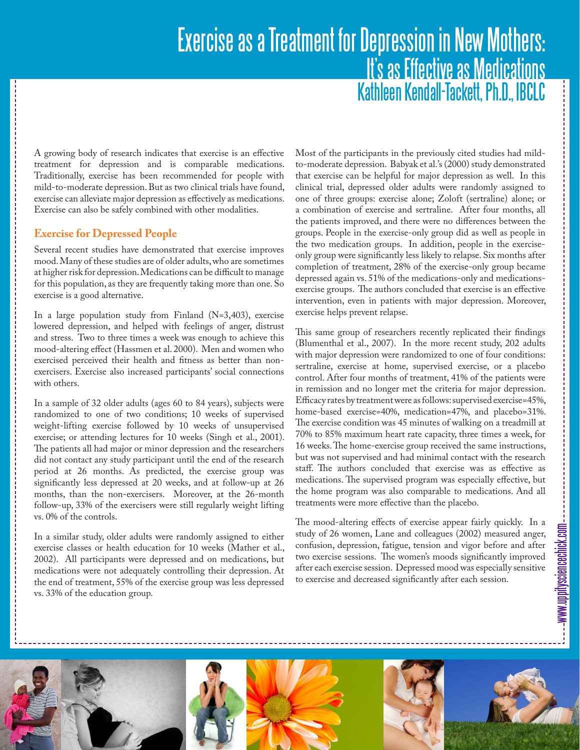# Exercise as a Treatment for Depression in New Mothers: It's as Effective as Medications

Kathleen Kendall-Tackett, Ph.D., IBCLC

A growing body of research indicates that exercise is an effective treatment for depression and is comparable medications. Traditionally, exercise has been recommended for people with mild-to-moderate depression. But as two clinical trials have found, exercise can alleviate major depression as effectively as medications. Exercise can also be safely combined with other modalities.

## Exercise for Depressed People

Several recent studies have demonstrated that exercise improves mood. Many of these studies are of older adults, who are sometimes at higher risk for depression. Medications can be difficult to manage for this population, as they are frequently taking more than one. So exercise is a good alternative.

In a large population study from Finland (N=3,403), exercise lowered depression, and helped with feelings of anger, distrust and stress. Two to three times a week was enough to achieve this mood-altering effect (Hassmen et al. 2000). Men and women who exercised perceived their health and fitness as better than non-exercisers. Exercise also increased participants' social connections with others.

In a sample of 32 older adults (ages 60 to 84 years), subjects were randomized to one of two conditions; 10 weeks of supervised weight-lifting exercise followed by 10 weeks of unsupervised exercise; or attending lectures for 10 weeks (Singh et al., 2001). The patients all had major or minor depression and the researchers did not contact any study participant until the end of the research period at 26 months. As predicted, the exercise group was significantly less depressed at 20 weeks, and at follow-up at 26 months, than the non-exercisers. Moreover, at the 26-month follow-up, 33% of the exercisers were still regularly weight lifting vs. 0% of the controls.

In a similar study, older adults were randomly assigned to either exercise classes or health education for 10 weeks (Mather et al., 2002). All participants were depressed and on medications, but medications were not adequately controlling their depression. At the end of treatment, 55% of the exercise group was less depressed vs. 33% of the education group.

Most of the participants in the previously cited studies had mild-to-moderate depression. Babyak et al.'s (2000) study demonstrated that exercise can be helpful for major depression as well. In this clinical trial, depressed older adults were randomly assigned to one of three groups: exercise alone; Zoloft (sertraline) alone; or a combination of exercise and sertraline. After four months, all the patients improved, and there were no differences between the groups. People in the exercise-only group did as well as people in the two medication groups. In addition, people in the exercise-only group were significantly less likely to relapse. Six months after completion of treatment, 28% of the exercise-only group became depressed again vs. 51% of the medications-only and medications-exercise groups. The authors concluded that exercise is an effective intervention, even in patients with major depression. Moreover, exercise helps prevent relapse.

This same group of researchers recently replicated their findings (Blumenthal et al., 2007). In the more recent study, 202 adults with major depression were randomized to one of four conditions: sertraline, exercise at home, supervised exercise, or a placebo control. After four months of treatment, 41% of the patients were in remission and no longer met the criteria for major depression. Efficacy rates by treatment were as follows: supervised exercise=45%, home-based exercise=40%, medication=47%, and placebo=31%. The exercise condition was 45 minutes of walking on a treadmill at 70% to 85% maximum heart rate capacity, three times a week, for 16 weeks. The home-exercise group received the same instructions, but was not supervised and had minimal contact with the research staff. The authors concluded that exercise was as effective as medications. The supervised program was especially effective, but the home program was also comparable to medications. And all treatments were more effective than the placebo.

The mood-altering effects of exercise appear fairly quickly. In a study of 26 women, Lane and colleagues (2002) measured anger, confusion, depression, fatigue, tension and vigor before and after two exercise sessions. The women's moods significantly improved after each exercise session. Depressed mood was especially sensitive to exercise and decreased significantly after each session.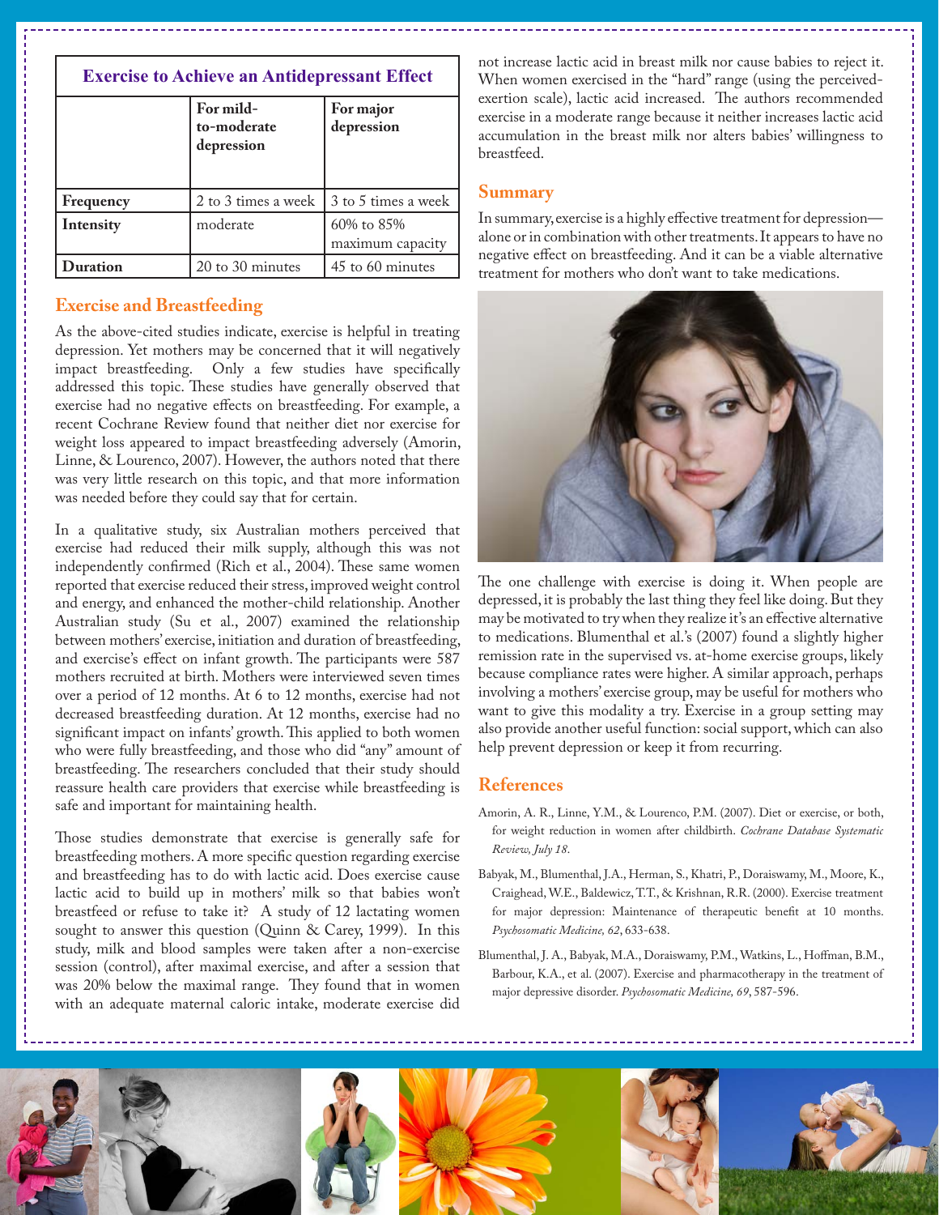| Exercise to Achieve an Antidepressant Effect | | |
|---|---|---|
| | **For mild-to-moderate depression** | **For major depression** |
| **Frequency** | 2 to 3 times a week | 3 to 5 times a week |
| **Intensity** | moderate | 60% to 85% maximum capacity |
| **Duration** | 20 to 30 minutes | 45 to 60 minutes |

## Exercise and Breastfeeding

As the above-cited studies indicate, exercise is helpful in treating depression. Yet mothers may be concerned that it will negatively impact breastfeeding. Only a few studies have specifically addressed this topic. These studies have generally observed that exercise had no negative effects on breastfeeding. For example, a recent Cochrane Review found that neither diet nor exercise for weight loss appeared to impact breastfeeding adversely (Amorin, Linne, & Lourenco, 2007). However, the authors noted that there was very little research on this topic, and that more information was needed before they could say that for certain.

In a qualitative study, six Australian mothers perceived that exercise had reduced their milk supply, although this was not independently confirmed (Rich et al., 2004). These same women reported that exercise reduced their stress, improved weight control and energy, and enhanced the mother-child relationship. Another Australian study (Su et al., 2007) examined the relationship between mothers' exercise, initiation and duration of breastfeeding, and exercise's effect on infant growth. The participants were 587 mothers recruited at birth. Mothers were interviewed seven times over a period of 12 months. At 6 to 12 months, exercise had not decreased breastfeeding duration. At 12 months, exercise had no significant impact on infants' growth. This applied to both women who were fully breastfeeding, and those who did "any" amount of breastfeeding. The researchers concluded that their study should reassure health care providers that exercise while breastfeeding is safe and important for maintaining health.

Those studies demonstrate that exercise is generally safe for breastfeeding mothers. A more specific question regarding exercise and breastfeeding has to do with lactic acid. Does exercise cause lactic acid to build up in mothers' milk so that babies won't breastfeed or refuse to take it? A study of 12 lactating women sought to answer this question (Quinn & Carey, 1999). In this study, milk and blood samples were taken after a non-exercise session (control), after maximal exercise, and after a session that was 20% below the maximal range. They found that in women with an adequate maternal caloric intake, moderate exercise did not increase lactic acid in breast milk nor cause babies to reject it. When women exercised in the "hard" range (using the perceived-exertion scale), lactic acid increased. The authors recommended exercise in a moderate range because it neither increases lactic acid accumulation in the breast milk nor alters babies' willingness to breastfeed.

## Summary

In summary, exercise is a highly effective treatment for depression—alone or in combination with other treatments. It appears to have no negative effect on breastfeeding. And it can be a viable alternative treatment for mothers who don't want to take medications.

The one challenge with exercise is doing it. When people are depressed, it is probably the last thing they feel like doing. But they may be motivated to try when they realize it's an effective alternative to medications. Blumenthal et al.'s (2007) found a slightly higher remission rate in the supervised vs. at-home exercise groups, likely because compliance rates were higher. A similar approach, perhaps involving a mothers' exercise group, may be useful for mothers who want to give this modality a try. Exercise in a group setting may also provide another useful function: social support, which can also help prevent depression or keep it from recurring.

## References

Amorin, A. R., Linne, Y.M., & Lourenco, P.M. (2007). Diet or exercise, or both, for weight reduction in women after childbirth. *Cochrane Database Systematic Review, July 18*.

Babyak, M., Blumenthal, J.A., Herman, S., Khatri, P., Doraiswamy, M., Moore, K., Craighead, W.E., Baldewicz, T.T., & Krishnan, R.R. (2000). Exercise treatment for major depression: Maintenance of therapeutic benefit at 10 months. *Psychosomatic Medicine, 62*, 633-638.

Blumenthal, J. A., Babyak, M.A., Doraiswamy, P.M., Watkins, L., Hoffman, B.M., Barbour, K.A., et al. (2007). Exercise and pharmacotherapy in the treatment of major depressive disorder. *Psychosomatic Medicine, 69*, 587-596.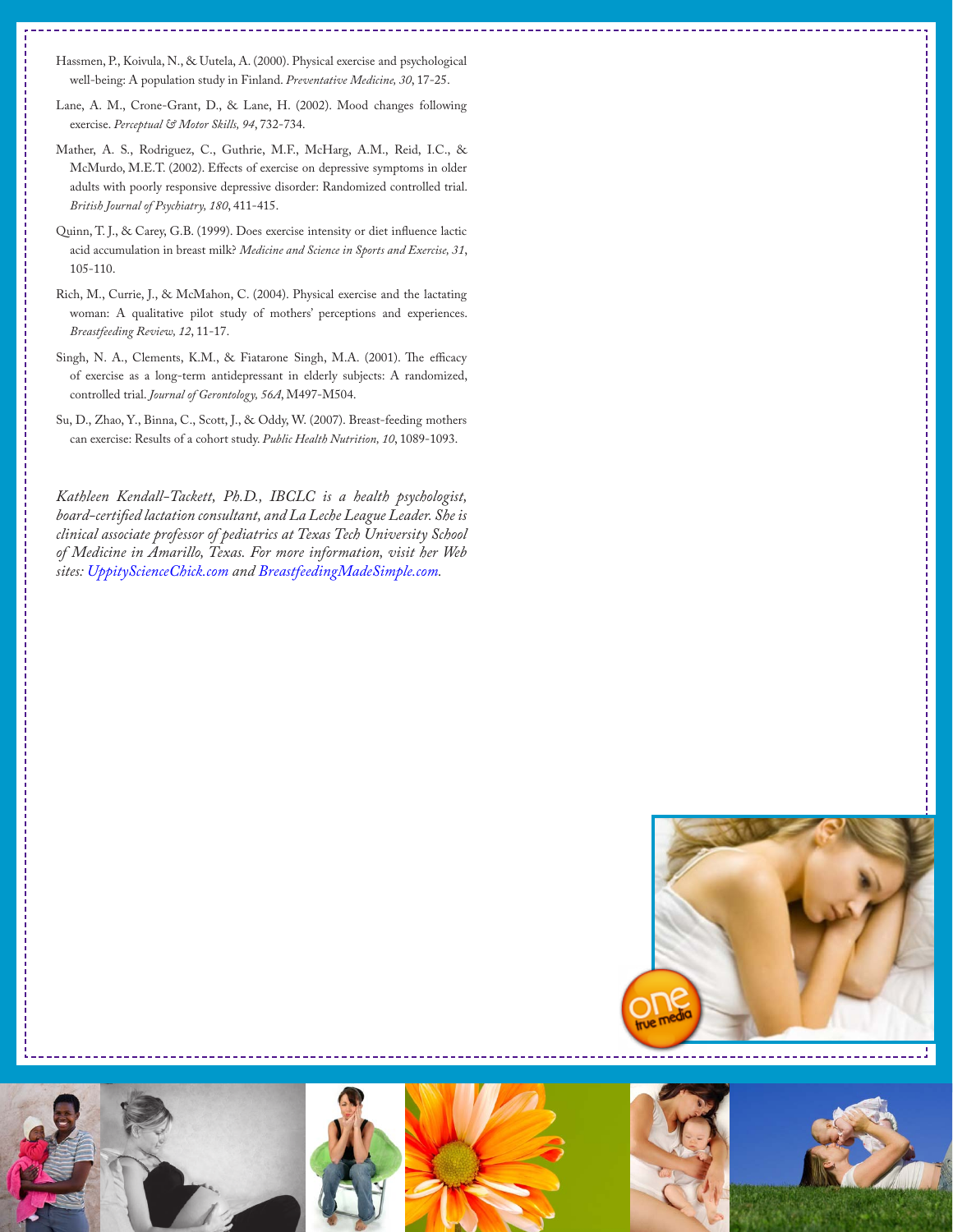Hassmen, P., Koivula, N., & Uutela, A. (2000). Physical exercise and psychological well-being: A population study in Finland. *Preventative Medicine, 30*, 17-25.

Lane, A. M., Crone-Grant, D., & Lane, H. (2002). Mood changes following exercise. *Perceptual & Motor Skills, 94*, 732-734.

Mather, A. S., Rodriguez, C., Guthrie, M.F., McHarg, A.M., Reid, I.C., & McMurdo, M.E.T. (2002). Effects of exercise on depressive symptoms in older adults with poorly responsive depressive disorder: Randomized controlled trial. *British Journal of Psychiatry, 180*, 411-415.

Quinn, T. J., & Carey, G.B. (1999). Does exercise intensity or diet influence lactic acid accumulation in breast milk? *Medicine and Science in Sports and Exercise, 31*, 105-110.

Rich, M., Currie, J., & McMahon, C. (2004). Physical exercise and the lactating woman: A qualitative pilot study of mothers' perceptions and experiences. *Breastfeeding Review, 12*, 11-17.

Singh, N. A., Clements, K.M., & Fiatarone Singh, M.A. (2001). The efficacy of exercise as a long-term antidepressant in elderly subjects: A randomized, controlled trial. *Journal of Gerontology, 56A*, M497-M504.

Su, D., Zhao, Y., Binna, C., Scott, J., & Oddy, W. (2007). Breast-feeding mothers can exercise: Results of a cohort study. *Public Health Nutrition, 10*, 1089-1093.

*Kathleen Kendall-Tackett, Ph.D., IBCLC is a health psychologist, board-certified lactation consultant, and La Leche League Leader. She is clinical associate professor of pediatrics at Texas Tech University School of Medicine in Amarillo, Texas. For more information, visit her Web sites: UppityScienceChick.com and BreastfeedingMadeSimple.com.*